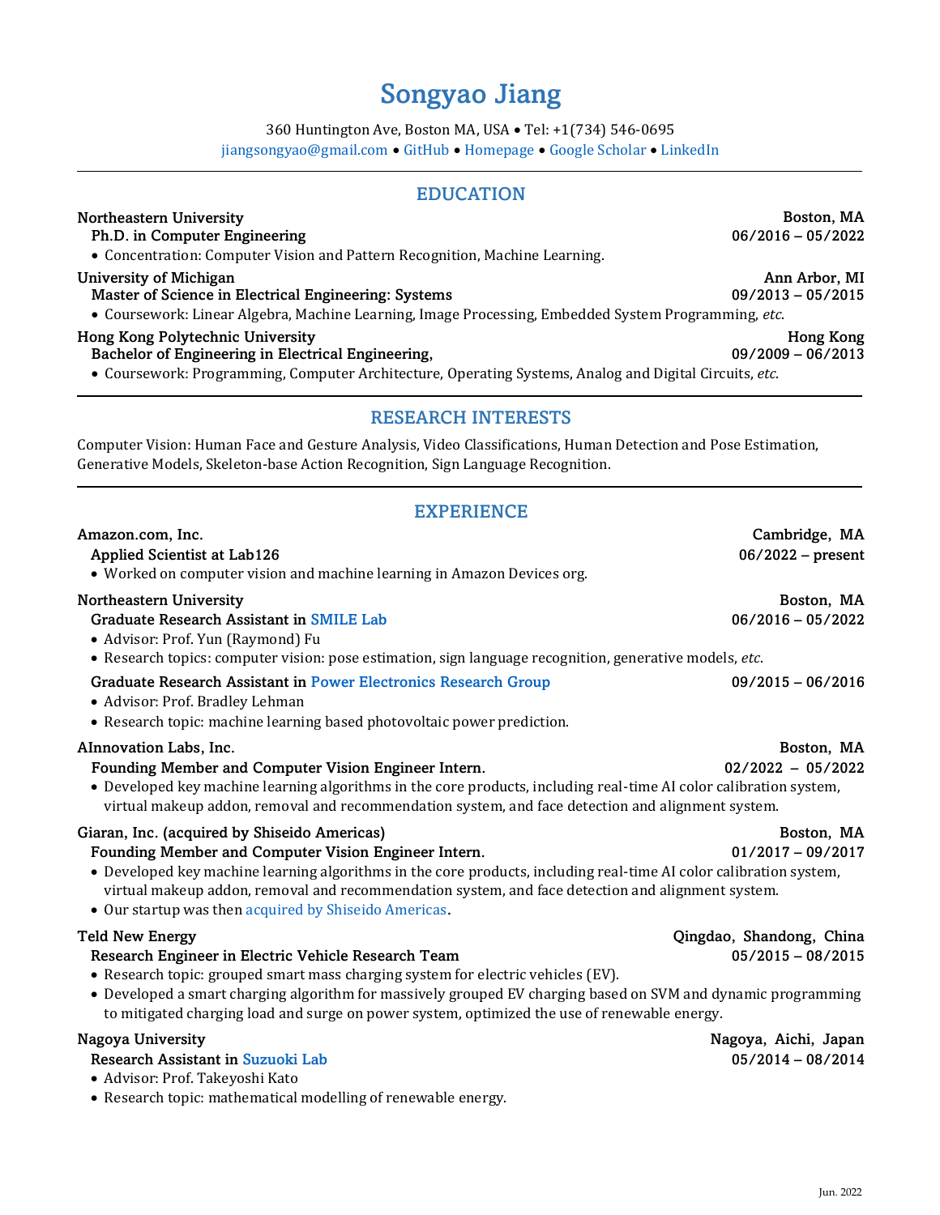# Songyao Jiang

360 Huntington Ave, Boston MA, USA • Tel: +1(734) 546-0695
jiangsongyao@gmail.com • GitHub • Homepage • Google Scholar • LinkedIn

## EDUCATION

**Northeastern University** — Boston, MA
**Ph.D. in Computer Engineering** — 06/2016 – 05/2022
- Concentration: Computer Vision and Pattern Recognition, Machine Learning.

**University of Michigan** — Ann Arbor, MI
**Master of Science in Electrical Engineering: Systems** — 09/2013 – 05/2015
- Coursework: Linear Algebra, Machine Learning, Image Processing, Embedded System Programming, *etc*.

**Hong Kong Polytechnic University** — Hong Kong
**Bachelor of Engineering in Electrical Engineering,** — 09/2009 – 06/2013
- Coursework: Programming, Computer Architecture, Operating Systems, Analog and Digital Circuits, *etc*.

## RESEARCH INTERESTS

Computer Vision: Human Face and Gesture Analysis, Video Classifications, Human Detection and Pose Estimation, Generative Models, Skeleton-base Action Recognition, Sign Language Recognition.

## EXPERIENCE

**Amazon.com, Inc.** — Cambridge, MA
**Applied Scientist at Lab126** — 06/2022 – present
- Worked on computer vision and machine learning in Amazon Devices org.

**Northeastern University** — Boston, MA
**Graduate Research Assistant in SMILE Lab** — 06/2016 – 05/2022
- Advisor: Prof. Yun (Raymond) Fu
- Research topics: computer vision: pose estimation, sign language recognition, generative models, *etc*.

**Graduate Research Assistant in Power Electronics Research Group** — 09/2015 – 06/2016
- Advisor: Prof. Bradley Lehman
- Research topic: machine learning based photovoltaic power prediction.

**AInnovation Labs, Inc.** — Boston, MA
**Founding Member and Computer Vision Engineer Intern.** — 02/2022 – 05/2022
- Developed key machine learning algorithms in the core products, including real-time AI color calibration system, virtual makeup addon, removal and recommendation system, and face detection and alignment system.

**Giaran, Inc. (acquired by Shiseido Americas)** — Boston, MA
**Founding Member and Computer Vision Engineer Intern.** — 01/2017 – 09/2017
- Developed key machine learning algorithms in the core products, including real-time AI color calibration system, virtual makeup addon, removal and recommendation system, and face detection and alignment system.
- Our startup was then acquired by Shiseido Americas.

**Teld New Energy** — Qingdao, Shandong, China
**Research Engineer in Electric Vehicle Research Team** — 05/2015 – 08/2015
- Research topic: grouped smart mass charging system for electric vehicles (EV).
- Developed a smart charging algorithm for massively grouped EV charging based on SVM and dynamic programming to mitigated charging load and surge on power system, optimized the use of renewable energy.

**Nagoya University** — Nagoya, Aichi, Japan
**Research Assistant in Suzuoki Lab** — 05/2014 – 08/2014
- Advisor: Prof. Takeyoshi Kato
- Research topic: mathematical modelling of renewable energy.

Jun. 2022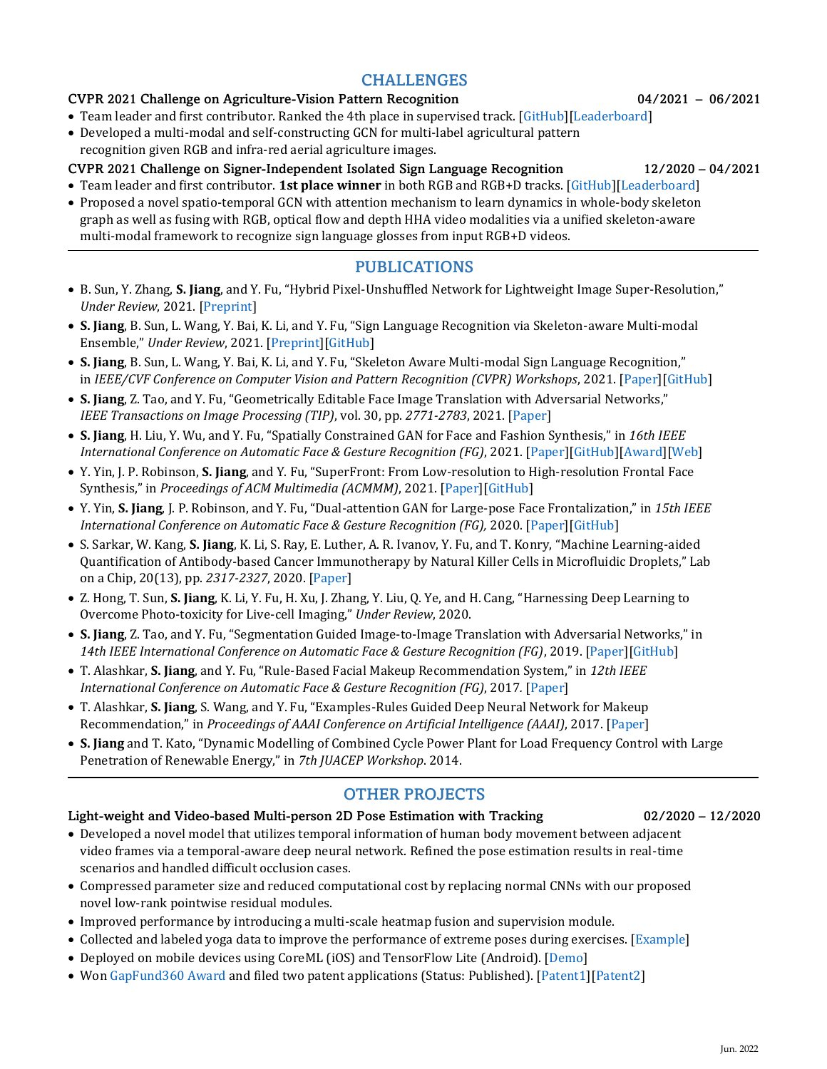## CHALLENGES

**CVPR 2021 Challenge on Agriculture-Vision Pattern Recognition** — **04/2021 – 06/2021**

- Team leader and first contributor. Ranked the 4th place in supervised track. [GitHub][Leaderboard]
- Developed a multi-modal and self-constructing GCN for multi-label agricultural pattern recognition given RGB and infra-red aerial agriculture images.

**CVPR 2021 Challenge on Signer-Independent Isolated Sign Language Recognition** — **12/2020 – 04/2021**

- Team leader and first contributor. **1st place winner** in both RGB and RGB+D tracks. [GitHub][Leaderboard]
- Proposed a novel spatio-temporal GCN with attention mechanism to learn dynamics in whole-body skeleton graph as well as fusing with RGB, optical flow and depth HHA video modalities via a unified skeleton-aware multi-modal framework to recognize sign language glosses from input RGB+D videos.

## PUBLICATIONS

- B. Sun, Y. Zhang, **S. Jiang**, and Y. Fu, "Hybrid Pixel-Unshuffled Network for Lightweight Image Super-Resolution," *Under Review*, 2021. [Preprint]
- **S. Jiang**, B. Sun, L. Wang, Y. Bai, K. Li, and Y. Fu, "Sign Language Recognition via Skeleton-aware Multi-modal Ensemble," *Under Review*, 2021. [Preprint][GitHub]
- **S. Jiang**, B. Sun, L. Wang, Y. Bai, K. Li, and Y. Fu, "Skeleton Aware Multi-modal Sign Language Recognition," in *IEEE/CVF Conference on Computer Vision and Pattern Recognition (CVPR) Workshops*, 2021. [Paper][GitHub]
- **S. Jiang**, Z. Tao, and Y. Fu, "Geometrically Editable Face Image Translation with Adversarial Networks," *IEEE Transactions on Image Processing (TIP)*, vol. 30, pp. *2771-2783*, 2021. [Paper]
- **S. Jiang**, H. Liu, Y. Wu, and Y. Fu, "Spatially Constrained GAN for Face and Fashion Synthesis," in *16th IEEE International Conference on Automatic Face & Gesture Recognition (FG)*, 2021. [Paper][GitHub][Award][Web]
- Y. Yin, J. P. Robinson, **S. Jiang**, and Y. Fu, "SuperFront: From Low-resolution to High-resolution Frontal Face Synthesis," in *Proceedings of ACM Multimedia (ACMMM)*, 2021. [Paper][GitHub]
- Y. Yin, **S. Jiang**, J. P. Robinson, and Y. Fu, "Dual-attention GAN for Large-pose Face Frontalization," in *15th IEEE International Conference on Automatic Face & Gesture Recognition (FG),* 2020. [Paper][GitHub]
- S. Sarkar, W. Kang, **S. Jiang**, K. Li, S. Ray, E. Luther, A. R. Ivanov, Y. Fu, and T. Konry, "Machine Learning-aided Quantification of Antibody-based Cancer Immunotherapy by Natural Killer Cells in Microfluidic Droplets," Lab on a Chip, 20(13), pp. *2317-2327*, 2020. [Paper]
- Z. Hong, T. Sun, **S. Jiang**, K. Li, Y. Fu, H. Xu, J. Zhang, Y. Liu, Q. Ye, and H. Cang, "Harnessing Deep Learning to Overcome Photo-toxicity for Live-cell Imaging," *Under Review*, 2020.
- **S. Jiang**, Z. Tao, and Y. Fu, "Segmentation Guided Image-to-Image Translation with Adversarial Networks," in *14th IEEE International Conference on Automatic Face & Gesture Recognition (FG)*, 2019. [Paper][GitHub]
- T. Alashkar, **S. Jiang**, and Y. Fu, "Rule-Based Facial Makeup Recommendation System," in *12th IEEE International Conference on Automatic Face & Gesture Recognition (FG)*, 2017. [Paper]
- T. Alashkar, **S. Jiang**, S. Wang, and Y. Fu, "Examples-Rules Guided Deep Neural Network for Makeup Recommendation," in *Proceedings of AAAI Conference on Artificial Intelligence (AAAI)*, 2017. [Paper]
- **S. Jiang** and T. Kato, "Dynamic Modelling of Combined Cycle Power Plant for Load Frequency Control with Large Penetration of Renewable Energy," in *7th JUACEP Workshop*. 2014.

## OTHER PROJECTS

**Light-weight and Video-based Multi-person 2D Pose Estimation with Tracking** — **02/2020 – 12/2020**

- Developed a novel model that utilizes temporal information of human body movement between adjacent video frames via a temporal-aware deep neural network. Refined the pose estimation results in real-time scenarios and handled difficult occlusion cases.
- Compressed parameter size and reduced computational cost by replacing normal CNNs with our proposed novel low-rank pointwise residual modules.
- Improved performance by introducing a multi-scale heatmap fusion and supervision module.
- Collected and labeled yoga data to improve the performance of extreme poses during exercises. [Example]
- Deployed on mobile devices using CoreML (iOS) and TensorFlow Lite (Android). [Demo]
- Won GapFund360 Award and filed two patent applications (Status: Published). [Patent1][Patent2]

Jun. 2022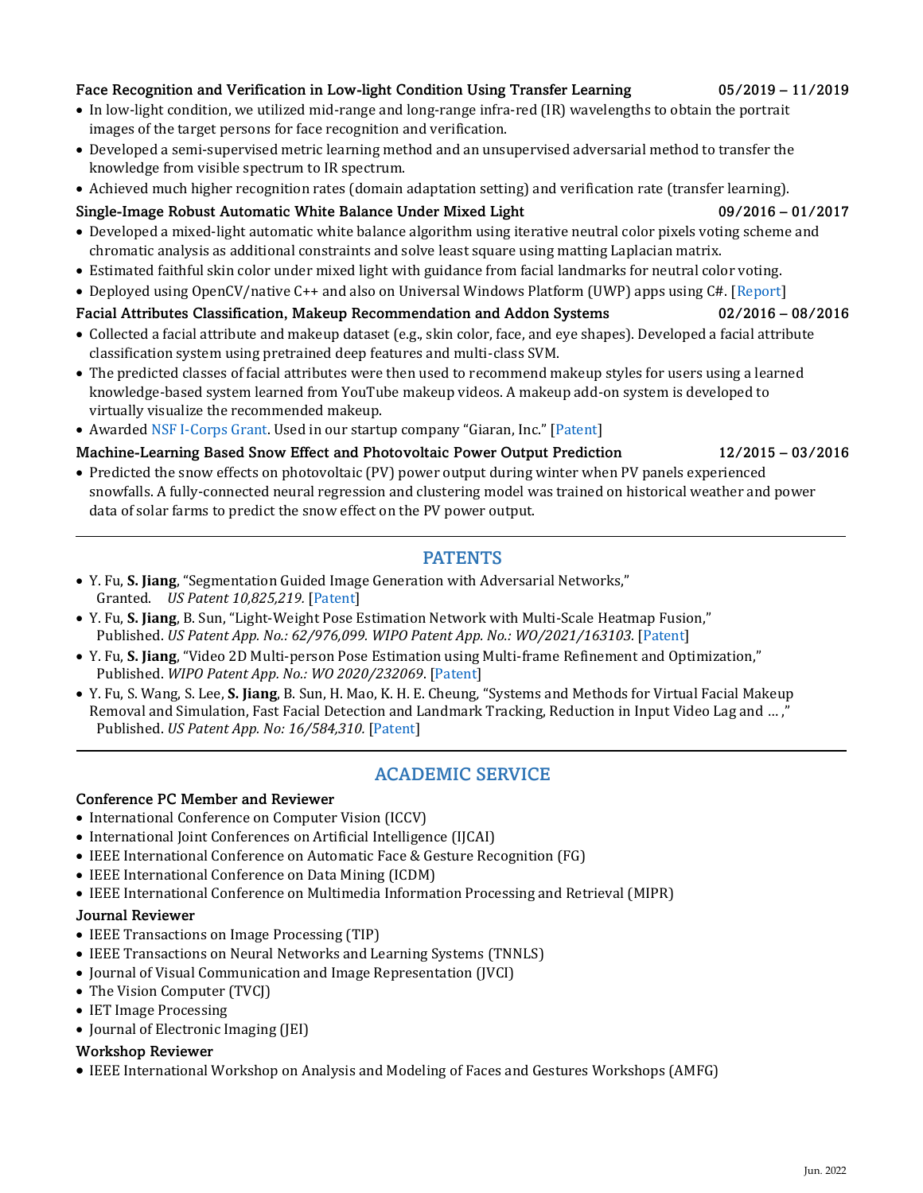**Face Recognition and Verification in Low-light Condition Using Transfer Learning** 05/2019 – 11/2019

- In low-light condition, we utilized mid-range and long-range infra-red (IR) wavelengths to obtain the portrait images of the target persons for face recognition and verification.
- Developed a semi-supervised metric learning method and an unsupervised adversarial method to transfer the knowledge from visible spectrum to IR spectrum.
- Achieved much higher recognition rates (domain adaptation setting) and verification rate (transfer learning).

**Single-Image Robust Automatic White Balance Under Mixed Light** 09/2016 – 01/2017

- Developed a mixed-light automatic white balance algorithm using iterative neutral color pixels voting scheme and chromatic analysis as additional constraints and solve least square using matting Laplacian matrix.
- Estimated faithful skin color under mixed light with guidance from facial landmarks for neutral color voting.
- Deployed using OpenCV/native C++ and also on Universal Windows Platform (UWP) apps using C#. [Report]

**Facial Attributes Classification, Makeup Recommendation and Addon Systems** 02/2016 – 08/2016

- Collected a facial attribute and makeup dataset (e.g., skin color, face, and eye shapes). Developed a facial attribute classification system using pretrained deep features and multi-class SVM.
- The predicted classes of facial attributes were then used to recommend makeup styles for users using a learned knowledge-based system learned from YouTube makeup videos. A makeup add-on system is developed to virtually visualize the recommended makeup.
- Awarded NSF I-Corps Grant. Used in our startup company "Giaran, Inc." [Patent]

**Machine-Learning Based Snow Effect and Photovoltaic Power Output Prediction** 12/2015 – 03/2016

- Predicted the snow effects on photovoltaic (PV) power output during winter when PV panels experienced snowfalls. A fully-connected neural regression and clustering model was trained on historical weather and power data of solar farms to predict the snow effect on the PV power output.

---

## PATENTS

- Y. Fu, **S. Jiang**, "Segmentation Guided Image Generation with Adversarial Networks,"
  Granted. *US Patent 10,825,219.* [Patent]
- Y. Fu, **S. Jiang**, B. Sun, "Light-Weight Pose Estimation Network with Multi-Scale Heatmap Fusion,"
  Published. *US Patent App. No.: 62/976,099. WIPO Patent App. No.: WO/2021/163103*. [Patent]
- Y. Fu, **S. Jiang**, "Video 2D Multi-person Pose Estimation using Multi-frame Refinement and Optimization,"
  Published. *WIPO Patent App. No.: WO 2020/232069*. [Patent]
- Y. Fu, S. Wang, S. Lee, **S. Jiang**, B. Sun, H. Mao, K. H. E. Cheung, "Systems and Methods for Virtual Facial Makeup Removal and Simulation, Fast Facial Detection and Landmark Tracking, Reduction in Input Video Lag and … ,"
  Published. *US Patent App. No: 16/584,310.* [Patent]

---

## ACADEMIC SERVICE

**Conference PC Member and Reviewer**

- International Conference on Computer Vision (ICCV)
- International Joint Conferences on Artificial Intelligence (IJCAI)
- IEEE International Conference on Automatic Face & Gesture Recognition (FG)
- IEEE International Conference on Data Mining (ICDM)
- IEEE International Conference on Multimedia Information Processing and Retrieval (MIPR)

**Journal Reviewer**

- IEEE Transactions on Image Processing (TIP)
- IEEE Transactions on Neural Networks and Learning Systems (TNNLS)
- Journal of Visual Communication and Image Representation (JVCI)
- The Vision Computer (TVCJ)
- IET Image Processing
- Journal of Electronic Imaging (JEI)

**Workshop Reviewer**

- IEEE International Workshop on Analysis and Modeling of Faces and Gestures Workshops (AMFG)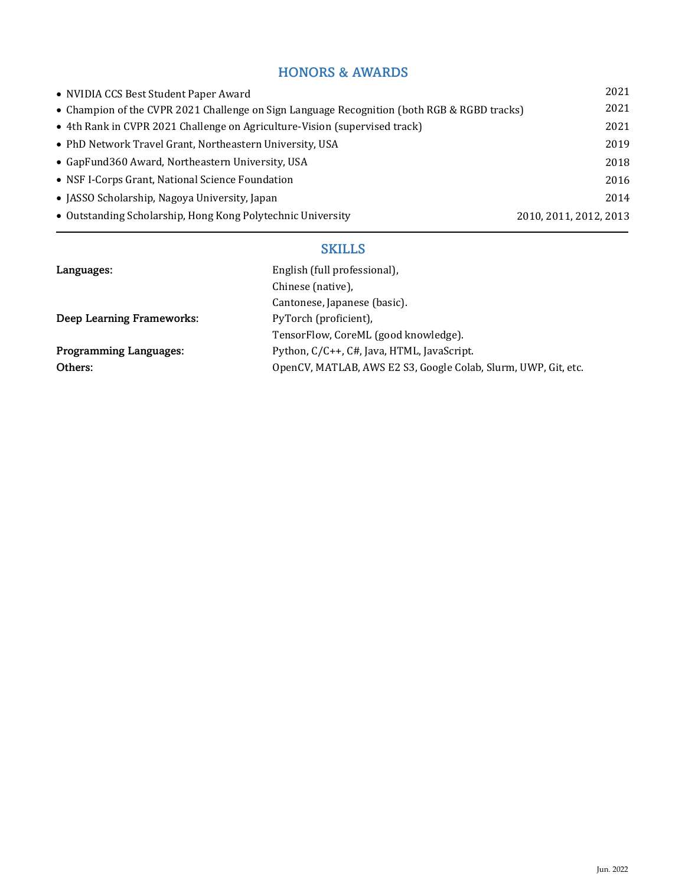## HONORS & AWARDS

- NVIDIA CCS Best Student Paper Award — 2021
- Champion of the CVPR 2021 Challenge on Sign Language Recognition (both RGB & RGBD tracks) — 2021
- 4th Rank in CVPR 2021 Challenge on Agriculture-Vision (supervised track) — 2021
- PhD Network Travel Grant, Northeastern University, USA — 2019
- GapFund360 Award, Northeastern University, USA — 2018
- NSF I-Corps Grant, National Science Foundation — 2016
- JASSO Scholarship, Nagoya University, Japan — 2014
- Outstanding Scholarship, Hong Kong Polytechnic University — 2010, 2011, 2012, 2013

## SKILLS

| | |
|---|---|
| **Languages:** | English (full professional), Chinese (native), Cantonese, Japanese (basic). |
| **Deep Learning Frameworks:** | PyTorch (proficient), TensorFlow, CoreML (good knowledge). |
| **Programming Languages:** | Python, C/C++, C#, Java, HTML, JavaScript. |
| **Others:** | OpenCV, MATLAB, AWS E2 S3, Google Colab, Slurm, UWP, Git, etc. |

Jun. 2022